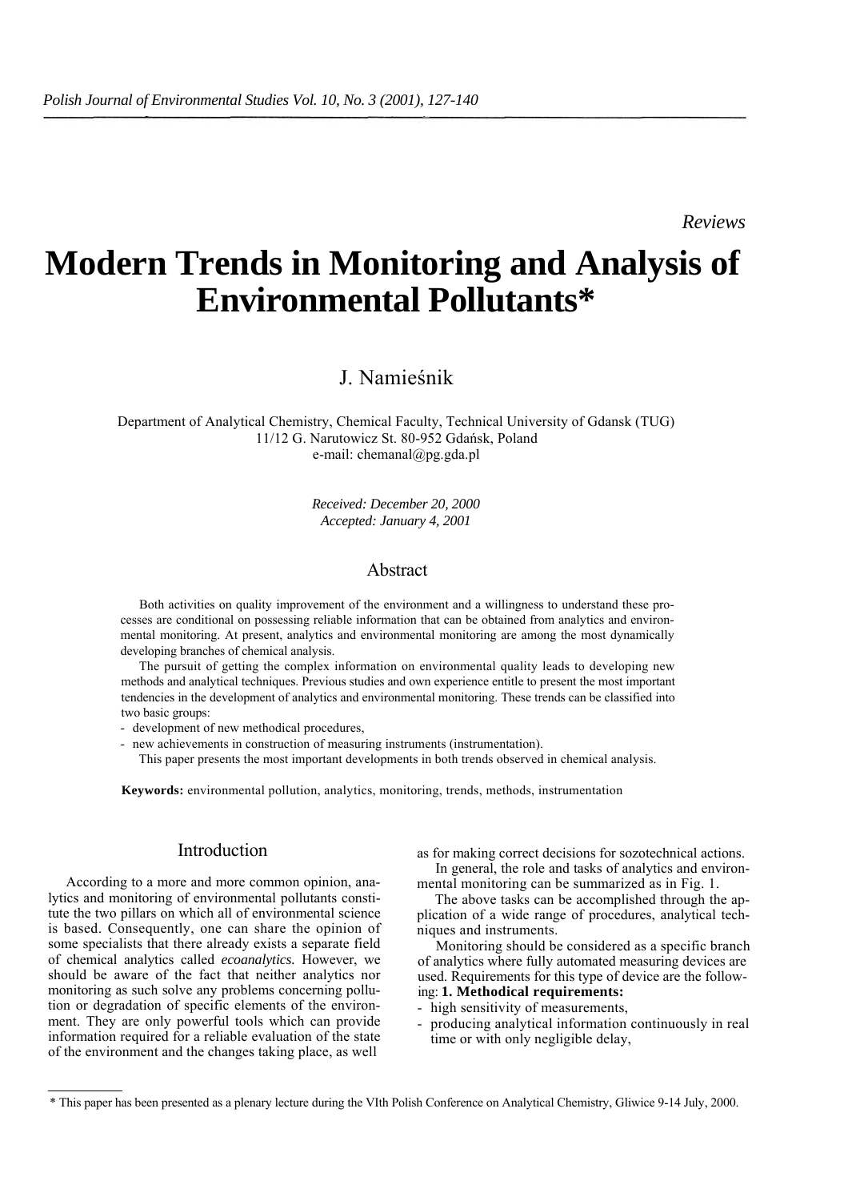*Reviews*

# Modern Trends in Monitoring and Analysis of Environmental Pollutants*

J. Namieśnik

Department of Analytical Chemistry, Chemical Faculty, Technical University of Gdansk (TUG)
11/12 G. Narutowicz St. 80-952 Gdańsk, Poland
e-mail: chemanal@pg.gda.pl

*Received: December 20, 2000*
*Accepted: January 4, 2001*

## Abstract

Both activities on quality improvement of the environment and a willingness to understand these processes are conditional on possessing reliable information that can be obtained from analytics and environmental monitoring. At present, analytics and environmental monitoring are among the most dynamically developing branches of chemical analysis.

The pursuit of getting the complex information on environmental quality leads to developing new methods and analytical techniques. Previous studies and own experience entitle to present the most important tendencies in the development of analytics and environmental monitoring. These trends can be classified into two basic groups:

- development of new methodical procedures,
- new achievements in construction of measuring instruments (instrumentation).

This paper presents the most important developments in both trends observed in chemical analysis.

**Keywords:** environmental pollution, analytics, monitoring, trends, methods, instrumentation

## Introduction

According to a more and more common opinion, analytics and monitoring of environmental pollutants constitute the two pillars on which all of environmental science is based. Consequently, one can share the opinion of some specialists that there already exists a separate field of chemical analytics called *ecoanalytics.* However, we should be aware of the fact that neither analytics nor monitoring as such solve any problems concerning pollution or degradation of specific elements of the environment. They are only powerful tools which can provide information required for a reliable evaluation of the state of the environment and the changes taking place, as well as for making correct decisions for sozotechnical actions.

In general, the role and tasks of analytics and environmental monitoring can be summarized as in Fig. 1.

The above tasks can be accomplished through the application of a wide range of procedures, analytical techniques and instruments.

Monitoring should be considered as a specific branch of analytics where fully automated measuring devices are used. Requirements for this type of device are the following: **1. Methodical requirements:**

- high sensitivity of measurements,
- producing analytical information continuously in real time or with only negligible delay,

* This paper has been presented as a plenary lecture during the VIth Polish Conference on Analytical Chemistry, Gliwice 9-14 July, 2000.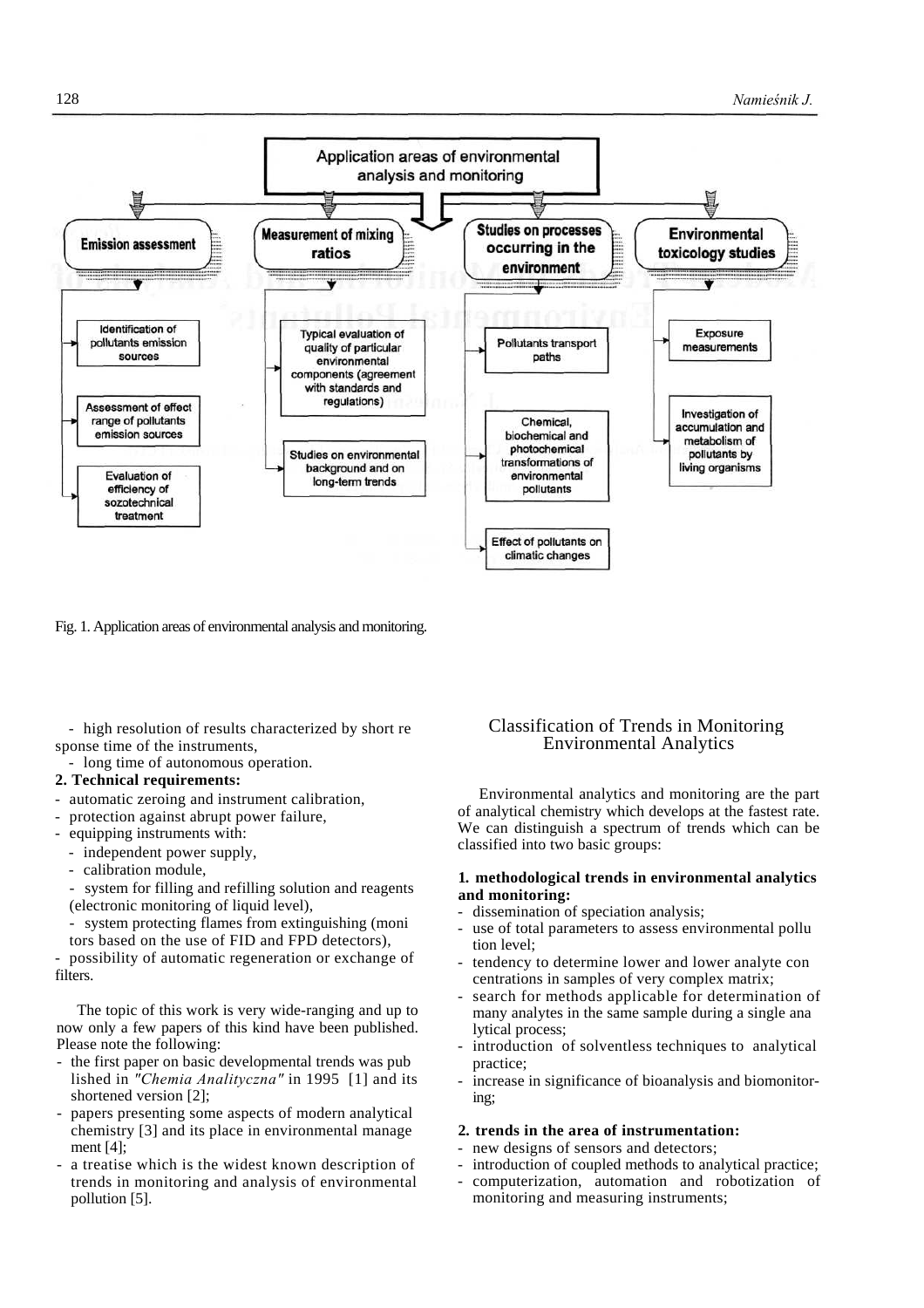Application areas of environmental analysis and monitoring

- **Emission assessment**
  - Identification of pollutants emission sources
  - Assessment of effect range of pollutants emission sources
  - Evaluation of efficiency of sozotechnical treatment
- **Measurement of mixing ratios**
  - Typical evaluation of quality of particular environmental components (agreement with standards and regulations)
  - Studies on environmental background and on long-term trends
- **Studies on processes occurring in the environment**
  - Pollutants transport paths
  - Chemical, biochemical and photochemical transformations of environmental pollutants
  - Effect of pollutants on climatic changes
- **Environmental toxicology studies**
  - Exposure measurements
  - Investigation of accumulation and metabolism of pollutants by living organisms

Fig. 1. Application areas of environmental analysis and monitoring.

- high resolution of results characterized by short response time of the instruments,
- long time of autonomous operation.

**2. Technical requirements:**

- automatic zeroing and instrument calibration,
- protection against abrupt power failure,
- equipping instruments with:
  - independent power supply,
  - calibration module,
  - system for filling and refilling solution and reagents (electronic monitoring of liquid level),
  - system protecting flames from extinguishing (monitors based on the use of FID and FPD detectors),
- possibility of automatic regeneration or exchange of filters.

The topic of this work is very wide-ranging and up to now only a few papers of this kind have been published. Please note the following:

- the first paper on basic developmental trends was published in *"Chemia Analityczna"* in 1995 [1] and its shortened version [2];
- papers presenting some aspects of modern analytical chemistry [3] and its place in environmental management [4];
- a treatise which is the widest known description of trends in monitoring and analysis of environmental pollution [5].

## Classification of Trends in Monitoring Environmental Analytics

Environmental analytics and monitoring are the part of analytical chemistry which develops at the fastest rate. We can distinguish a spectrum of trends which can be classified into two basic groups:

**1. methodological trends in environmental analytics and monitoring:**

- dissemination of speciation analysis;
- use of total parameters to assess environmental pollution level;
- tendency to determine lower and lower analyte concentrations in samples of very complex matrix;
- search for methods applicable for determination of many analytes in the same sample during a single analytical process;
- introduction of solventless techniques to analytical practice;
- increase in significance of bioanalysis and biomonitoring;

**2. trends in the area of instrumentation:**

- new designs of sensors and detectors;
- introduction of coupled methods to analytical practice;
- computerization, automation and robotization of monitoring and measuring instruments;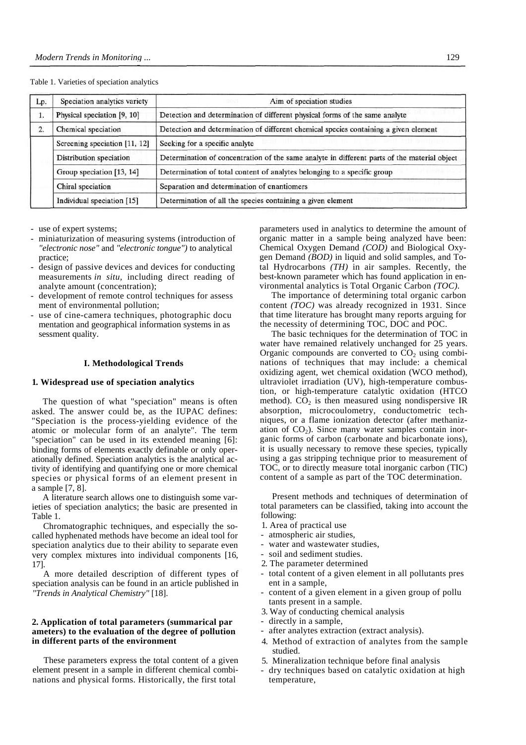Table 1. Varieties of speciation analytics

| Lp. | Speciation analytics variety | Aim of speciation studies |
|---|---|---|
| 1. | Physical speciation [9, 10] | Detection and determination of different physical forms of the same analyte |
| 2. | Chemical speciation | Detection and determination of different chemical species containing a given element |
| | Screening speciation [11, 12] | Seeking for a specific analyte |
| | Distribution speciation | Determination of concentration of the same analyte in different parts of the material object |
| | Group speciation [13, 14] | Determination of total content of analytes belonging to a specific group |
| | Chiral speciation | Separation and determination of enantiomers |
| | Individual speciation [15] | Determination of all the species containing a given element |

- use of expert systems;
- miniaturization of measuring systems (introduction of *"electronic nose"* and *"electronic tongue")* to analytical practice;
- design of passive devices and devices for conducting measurements *in situ,* including direct reading of analyte amount (concentration);
- development of remote control techniques for assessment of environmental pollution;
- use of cine-camera techniques, photographic documentation and geographical information systems in assessment quality.

## I. Methodological Trends

### 1. Widespread use of speciation analytics

The question of what "speciation" means is often asked. The answer could be, as the IUPAC defines: "Speciation is the process-yielding evidence of the atomic or molecular form of an analyte". The term "speciation" can be used in its extended meaning [6]: binding forms of elements exactly definable or only operationally defined. Speciation analytics is the analytical activity of identifying and quantifying one or more chemical species or physical forms of an element present in a sample [7, 8].

A literature search allows one to distinguish some varieties of speciation analytics; the basic are presented in Table 1.

Chromatographic techniques, and especially the so-called hyphenated methods have become an ideal tool for speciation analytics due to their ability to separate even very complex mixtures into individual components [16, 17].

A more detailed description of different types of speciation analysis can be found in an article published in *"Trends in Analytical Chemistry"* [18].

### 2. Application of total parameters (summarical parameters) to the evaluation of the degree of pollution in different parts of the environment

These parameters express the total content of a given element present in a sample in different chemical combinations and physical forms. Historically, the first total parameters used in analytics to determine the amount of organic matter in a sample being analyzed have been: Chemical Oxygen Demand *(COD)* and Biological Oxygen Demand *(BOD)* in liquid and solid samples, and Total Hydrocarbons *(TH)* in air samples. Recently, the best-known parameter which has found application in environmental analytics is Total Organic Carbon *(TOC).*

The importance of determining total organic carbon content *(TOC)* was already recognized in 1931. Since that time literature has brought many reports arguing for the necessity of determining TOC, DOC and POC.

The basic techniques for the determination of TOC in water have remained relatively unchanged for 25 years. Organic compounds are converted to $CO_2$ using combinations of techniques that may include: a chemical oxidizing agent, wet chemical oxidation (WCO method), ultraviolet irradiation (UV), high-temperature combustion, or high-temperature catalytic oxidation (HTCO method). $CO_2$ is then measured using nondispersive IR absorption, microcoulometry, conductometric techniques, or a flame ionization detector (after methanization of $CO_2$). Since many water samples contain inorganic forms of carbon (carbonate and bicarbonate ions), it is usually necessary to remove these species, typically using a gas stripping technique prior to measurement of TOC, or to directly measure total inorganic carbon (TIC) content of a sample as part of the TOC determination.

Present methods and techniques of determination of total parameters can be classified, taking into account the following:

1. Area of practical use
- atmospheric air studies,
- water and wastewater studies,
- soil and sediment studies.

2. The parameter determined
- total content of a given element in all pollutants present in a sample,
- content of a given element in a given group of pollutants present in a sample.

3. Way of conducting chemical analysis
- directly in a sample,
- after analytes extraction (extract analysis).

4. Method of extraction of analytes from the sample studied.

5. Mineralization technique before final analysis
- dry techniques based on catalytic oxidation at high temperature,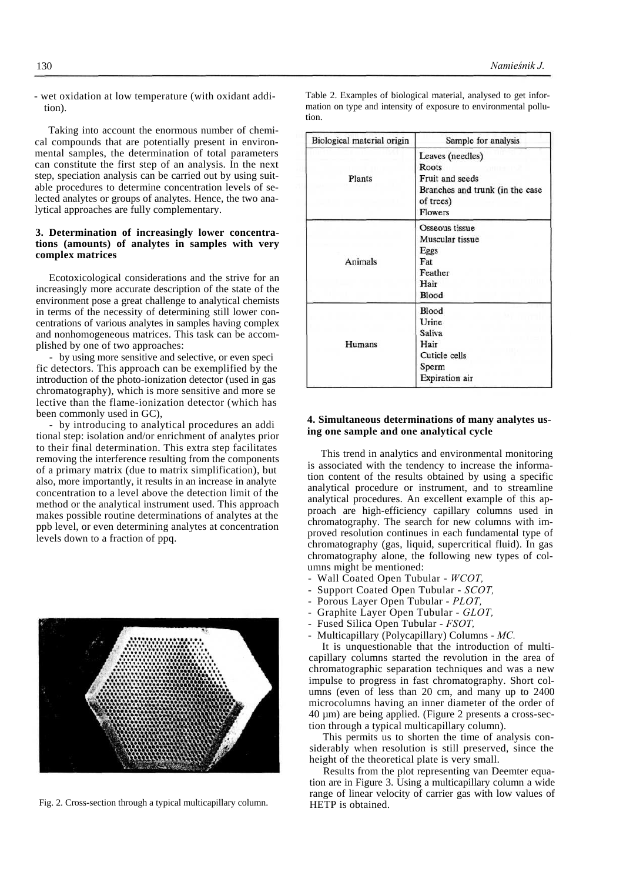- wet oxidation at low temperature (with oxidant addition).

Taking into account the enormous number of chemical compounds that are potentially present in environmental samples, the determination of total parameters can constitute the first step of an analysis. In the next step, speciation analysis can be carried out by using suitable procedures to determine concentration levels of selected analytes or groups of analytes. Hence, the two analytical approaches are fully complementary.

### 3. Determination of increasingly lower concentrations (amounts) of analytes in samples with very complex matrices

Ecotoxicological considerations and the strive for an increasingly more accurate description of the state of the environment pose a great challenge to analytical chemists in terms of the necessity of determining still lower concentrations of various analytes in samples having complex and nonhomogeneous matrices. This task can be accomplished by one of two approaches:

- by using more sensitive and selective, or even specific detectors. This approach can be exemplified by the introduction of the photo-ionization detector (used in gas chromatography), which is more sensitive and more selective than the flame-ionization detector (which has been commonly used in GC),
- by introducing to analytical procedures an additional step: isolation and/or enrichment of analytes prior to their final determination. This extra step facilitates removing the interference resulting from the components of a primary matrix (due to matrix simplification), but also, more importantly, it results in an increase in analyte concentration to a level above the detection limit of the method or the analytical instrument used. This approach makes possible routine determinations of analytes at the ppb level, or even determining analytes at concentration levels down to a fraction of ppq.

Fig. 2. Cross-section through a typical multicapillary column.

Table 2. Examples of biological material, analysed to get information on type and intensity of exposure to environmental pollution.

| Biological material origin | Sample for analysis |
|---|---|
| Plants | Leaves (needles)<br>Roots<br>Fruit and seeds<br>Branches and trunk (in the case of trees)<br>Flowers |
| Animals | Osseous tissue<br>Muscular tissue<br>Eggs<br>Fat<br>Feather<br>Hair<br>Blood |
| Humans | Blood<br>Urine<br>Saliva<br>Hair<br>Cuticle cells<br>Sperm<br>Expiration air |

### 4. Simultaneous determinations of many analytes using one sample and one analytical cycle

This trend in analytics and environmental monitoring is associated with the tendency to increase the information content of the results obtained by using a specific analytical procedure or instrument, and to streamline analytical procedures. An excellent example of this approach are high-efficiency capillary columns used in chromatography. The search for new columns with improved resolution continues in each fundamental type of chromatography (gas, liquid, supercritical fluid). In gas chromatography alone, the following new types of columns might be mentioned:

- Wall Coated Open Tubular - *WCOT,*
- Support Coated Open Tubular - *SCOT,*
- Porous Layer Open Tubular - *PLOT,*
- Graphite Layer Open Tubular - *GLOT,*
- Fused Silica Open Tubular - *FSOT,*
- Multicapillary (Polycapillary) Columns - *MC.*

It is unquestionable that the introduction of multicapillary columns started the revolution in the area of chromatographic separation techniques and was a new impulse to progress in fast chromatography. Short columns (even of less than 20 cm, and many up to 2400 microcolumns having an inner diameter of the order of 40 μm) are being applied. (Figure 2 presents a cross-section through a typical multicapillary column).

This permits us to shorten the time of analysis considerably when resolution is still preserved, since the height of the theoretical plate is very small.

Results from the plot representing van Deemter equation are in Figure 3. Using a multicapillary column a wide range of linear velocity of carrier gas with low values of HETP is obtained.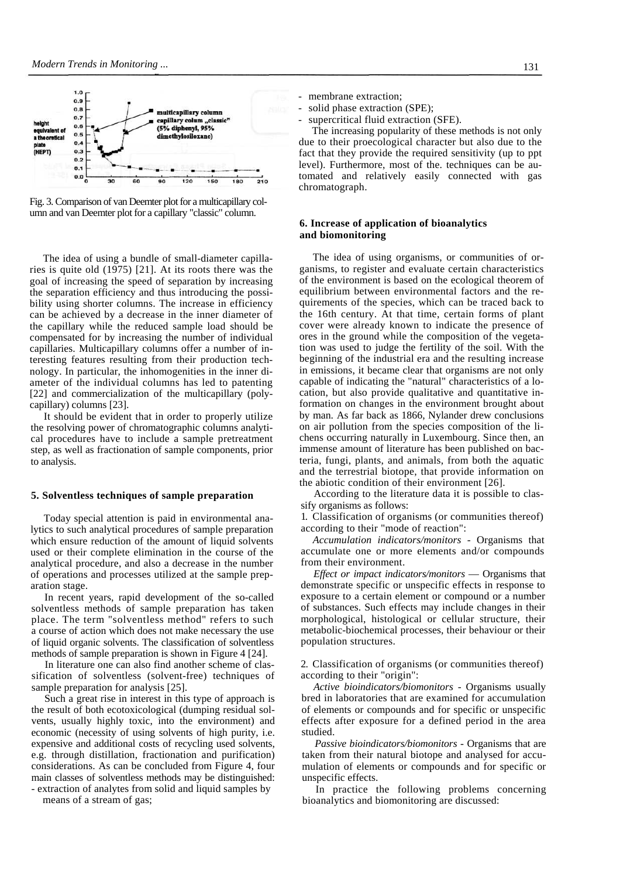Fig. 3. Comparison of van Deemter plot for a multicapillary column and van Deemter plot for a capillary "classic" column.

The idea of using a bundle of small-diameter capillaries is quite old (1975) [21]. At its roots there was the goal of increasing the speed of separation by increasing the separation efficiency and thus introducing the possibility using shorter columns. The increase in efficiency can be achieved by a decrease in the inner diameter of the capillary while the reduced sample load should be compensated for by increasing the number of individual capillaries. Multicapillary columns offer a number of interesting features resulting from their production technology. In particular, the inhomogenities in the inner diameter of the individual columns has led to patenting [22] and commercialization of the multicapillary (polycapillary) columns [23].

It should be evident that in order to properly utilize the resolving power of chromatographic columns analytical procedures have to include a sample pretreatment step, as well as fractionation of sample components, prior to analysis.

## 5. Solventless techniques of sample preparation

Today special attention is paid in environmental analytics to such analytical procedures of sample preparation which ensure reduction of the amount of liquid solvents used or their complete elimination in the course of the analytical procedure, and also a decrease in the number of operations and processes utilized at the sample preparation stage.

In recent years, rapid development of the so-called solventless methods of sample preparation has taken place. The term "solventless method" refers to such a course of action which does not make necessary the use of liquid organic solvents. The classification of solventless methods of sample preparation is shown in Figure 4 [24].

In literature one can also find another scheme of classification of solventless (solvent-free) techniques of sample preparation for analysis [25].

Such a great rise in interest in this type of approach is the result of both ecotoxicological (dumping residual solvents, usually highly toxic, into the environment) and economic (necessity of using solvents of high purity, i.e. expensive and additional costs of recycling used solvents, e.g. through distillation, fractionation and purification) considerations. As can be concluded from Figure 4, four main classes of solventless methods may be distinguished:

- extraction of analytes from solid and liquid samples by means of a stream of gas;
- membrane extraction;
- solid phase extraction (SPE);
- supercritical fluid extraction (SFE).

The increasing popularity of these methods is not only due to their proecological character but also due to the fact that they provide the required sensitivity (up to ppt level). Furthermore, most of the. techniques can be automated and relatively easily connected with gas chromatograph.

## 6. Increase of application of bioanalytics and biomonitoring

The idea of using organisms, or communities of organisms, to register and evaluate certain characteristics of the environment is based on the ecological theorem of equilibrium between environmental factors and the requirements of the species, which can be traced back to the 16th century. At that time, certain forms of plant cover were already known to indicate the presence of ores in the ground while the composition of the vegetation was used to judge the fertility of the soil. With the beginning of the industrial era and the resulting increase in emissions, it became clear that organisms are not only capable of indicating the "natural" characteristics of a location, but also provide qualitative and quantitative information on changes in the environment brought about by man. As far back as 1866, Nylander drew conclusions on air pollution from the species composition of the lichens occurring naturally in Luxembourg. Since then, an immense amount of literature has been published on bacteria, fungi, plants, and animals, from both the aquatic and the terrestrial biotope, that provide information on the abiotic condition of their environment [26].

According to the literature data it is possible to classify organisms as follows:

1. Classification of organisms (or communities thereof) according to their "mode of reaction":

*Accumulation indicators/monitors* - Organisms that accumulate one or more elements and/or compounds from their environment.

*Effect or impact indicators/monitors* — Organisms that demonstrate specific or unspecific effects in response to exposure to a certain element or compound or a number of substances. Such effects may include changes in their morphological, histological or cellular structure, their metabolic-biochemical processes, their behaviour or their population structures.

2. Classification of organisms (or communities thereof) according to their "origin":

*Active bioindicators/biomonitors* - Organisms usually bred in laboratories that are examined for accumulation of elements or compounds and for specific or unspecific effects after exposure for a defined period in the area studied.

*Passive bioindicators/biomonitors* - Organisms that are taken from their natural biotope and analysed for accumulation of elements or compounds and for specific or unspecific effects.

In practice the following problems concerning bioanalytics and biomonitoring are discussed: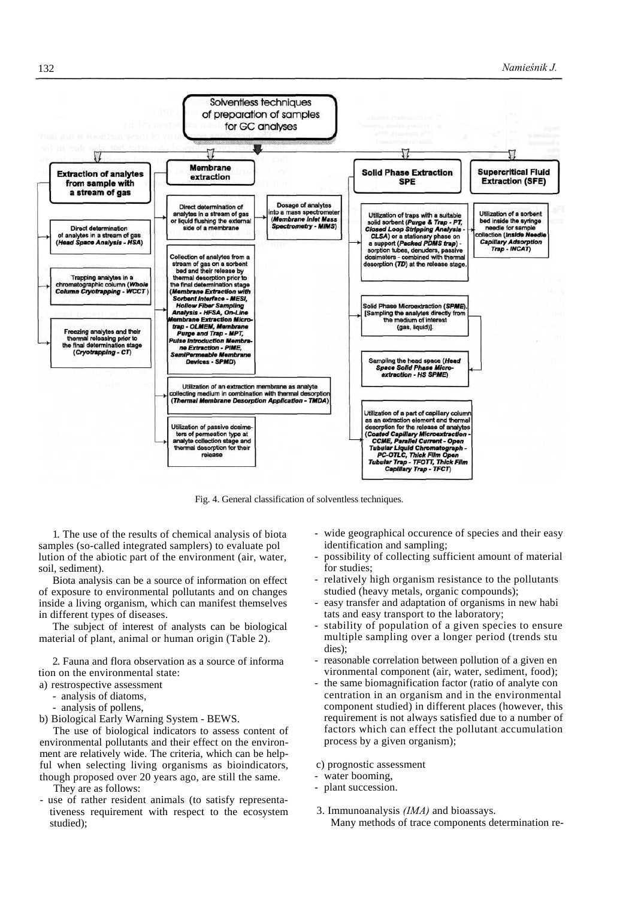Solventless techniques of preparation of samples for GC analyses

- **Extraction of analytes from sample with a stream of gas**
  - Direct determination of analytes in a stream of gas (*Head Space Analysis - HSA*)
  - Trapping analytes in a chromatographic column (*Whole Column Cryotrapping - WCCT*)
  - Freezing analytes and their thermal releasing prior to the final determination stage (*Cryotrapping - CT*)
- **Membrane extraction**
  - Direct determination of analytes in a stream of gas or liquid flushing the external side of a membrane
    - Dosage of analytes into a mass spectrometer (*Membrane Inlet Mass Spectrometry - MIMS*)
  - Collection of analytes from a stream of gas on a sorbent bed and their release by thermal desorption prior to the final determination stage (*Membrane Extraction with Sorbent Interface - MESI, Hollow Fiber Sampling Analysis - HFSA, On-Line Membrane Extraction Microtrap - OLMEM, Membrane Purge and Trap - MPT, Pulse Introduction Membrane Extraction - PIME, SemiPermeable Membrane Devices - SPMD*)
  - Utilization of an extraction membrane as analyte collecting medium in combination with thermal desorption (*Thermal Membrane Desorption Application - TMDA*)
  - Utilization of passive dosimeters of permeation type at analyte collection stage and thermal desorption for their release
- **Solid Phase Extraction SPE**
  - Utilization of traps with a suitable solid sorbent (*Purge & Trap - PT, Closed Loop Stripping Analysis - CLSA*) or a stationary phase on a support (*Packed PDMS trap*) - sorption tubes, denuders, passive dosimeters - combined with thermal desorption (*TD*) at the release stage.
  - Solid Phase Microextraction (*SPME*). [Sampling the analytes directly from the medium of interest (gas, liquid)].
    - Sampling the head space (*Head Space Solid Phase Microextraction - HS SPME*)
  - Utilization of a part of capillary column as an extraction element and thermal desorption for the release of analytes (*Coated Capillary Microextraction - CCME, Parallel Current - Open Tubular Liquid Chromatograph - PC-OTLC, Thick Film Open Tubular Trap - TFOTT, Thick Film Capillary Trap - TFCT*)
- **Supercritical Fluid Extraction (SFE)**
  - Utilization of a sorbent bed inside the syringe needle for sample collection (*Inside Needle Capillary Adsorption Trap - INCAT*)

Fig. 4. General classification of solventless techniques.

1. The use of the results of chemical analysis of biota samples (so-called integrated samplers) to evaluate pollution of the abiotic part of the environment (air, water, soil, sediment).

Biota analysis can be a source of information on effect of exposure to environmental pollutants and on changes inside a living organism, which can manifest themselves in different types of diseases.

The subject of interest of analysts can be biological material of plant, animal or human origin (Table 2).

2. Fauna and flora observation as a source of information on the environmental state:

a) restrospective assessment
   - analysis of diatoms,
   - analysis of pollens,

b) Biological Early Warning System - BEWS.

The use of biological indicators to assess content of environmental pollutants and their effect on the environment are relatively wide. The criteria, which can be helpful when selecting living organisms as bioindicators, though proposed over 20 years ago, are still the same.

They are as follows:

- use of rather resident animals (to satisfy representativeness requirement with respect to the ecosystem studied);
- wide geographical occurence of species and their easy identification and sampling;
- possibility of collecting sufficient amount of material for studies;
- relatively high organism resistance to the pollutants studied (heavy metals, organic compounds);
- easy transfer and adaptation of organisms in new habitats and easy transport to the laboratory;
- stability of population of a given species to ensure multiple sampling over a longer period (trends studies);
- reasonable correlation between pollution of a given environmental component (air, water, sediment, food);
- the same biomagnification factor (ratio of analyte concentration in an organism and in the environmental component studied) in different places (however, this requirement is not always satisfied due to a number of factors which can effect the pollutant accumulation process by a given organism);

c) prognostic assessment
- water booming,
- plant succession.

3. Immunoanalysis *(IMA)* and bioassays.

Many methods of trace components determination re-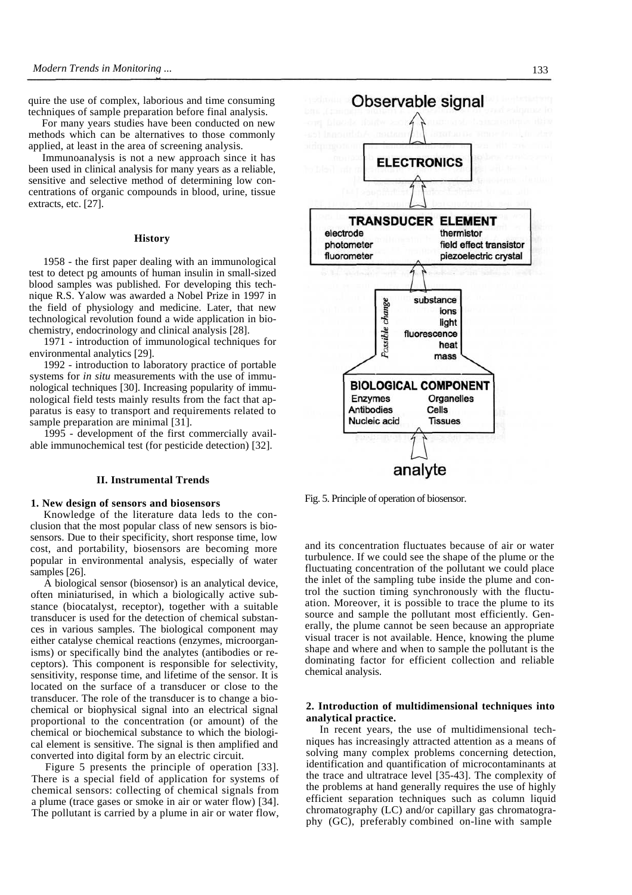quire the use of complex, laborious and time consuming techniques of sample preparation before final analysis.

For many years studies have been conducted on new methods which can be alternatives to those commonly applied, at least in the area of screening analysis.

Immunoanalysis is not a new approach since it has been used in clinical analysis for many years as a reliable, sensitive and selective method of determining low concentrations of organic compounds in blood, urine, tissue extracts, etc. [27].

### History

1958 - the first paper dealing with an immunological test to detect pg amounts of human insulin in small-sized blood samples was published. For developing this technique R.S. Yalow was awarded a Nobel Prize in 1997 in the field of physiology and medicine. Later, that new technological revolution found a wide application in biochemistry, endocrinology and clinical analysis [28].

1971 - introduction of immunological techniques for environmental analytics [29].

1992 - introduction to laboratory practice of portable systems for *in situ* measurements with the use of immunological techniques [30]. Increasing popularity of immunological field tests mainly results from the fact that apparatus is easy to transport and requirements related to sample preparation are minimal [31].

1995 - development of the first commercially available immunochemical test (for pesticide detection) [32].

## II. Instrumental Trends

### 1. New design of sensors and biosensors

Knowledge of the literature data leds to the conclusion that the most popular class of new sensors is biosensors. Due to their specificity, short response time, low cost, and portability, biosensors are becoming more popular in environmental analysis, especially of water samples [26].

A biological sensor (biosensor) is an analytical device, often miniaturised, in which a biologically active substance (biocatalyst, receptor), together with a suitable transducer is used for the detection of chemical substances in various samples. The biological component may either catalyse chemical reactions (enzymes, microorganisms) or specifically bind the analytes (antibodies or receptors). This component is responsible for selectivity, sensitivity, response time, and lifetime of the sensor. It is located on the surface of a transducer or close to the transducer. The role of the transducer is to change a biochemical or biophysical signal into an electrical signal proportional to the concentration (or amount) of the chemical or biochemical substance to which the biological element is sensitive. The signal is then amplified and converted into digital form by an electric circuit.

Figure 5 presents the principle of operation [33]. There is a special field of application for systems of chemical sensors: collecting of chemical signals from a plume (trace gases or smoke in air or water flow) [34]. The pollutant is carried by a plume in air or water flow,

Observable signal

ELECTRONICS

TRANSDUCER ELEMENT
electrode — thermistor
photometer — field effect transistor
fluorometer — piezoelectric crystal

*Possible change*: substance, ions, light, fluorescence, heat, mass

BIOLOGICAL COMPONENT
Enzymes — Organelles
Antibodies — Cells
Nucleic acid — Tissues

analyte

Fig. 5. Principle of operation of biosensor.

and its concentration fluctuates because of air or water turbulence. If we could see the shape of the plume or the fluctuating concentration of the pollutant we could place the inlet of the sampling tube inside the plume and control the suction timing synchronously with the fluctuation. Moreover, it is possible to trace the plume to its source and sample the pollutant most efficiently. Generally, the plume cannot be seen because an appropriate visual tracer is not available. Hence, knowing the plume shape and where and when to sample the pollutant is the dominating factor for efficient collection and reliable chemical analysis.

### 2. Introduction of multidimensional techniques into analytical practice.

In recent years, the use of multidimensional techniques has increasingly attracted attention as a means of solving many complex problems concerning detection, identification and quantification of microcontaminants at the trace and ultratrace level [35-43]. The complexity of the problems at hand generally requires the use of highly efficient separation techniques such as column liquid chromatography (LC) and/or capillary gas chromatography (GC), preferably combined on-line with sample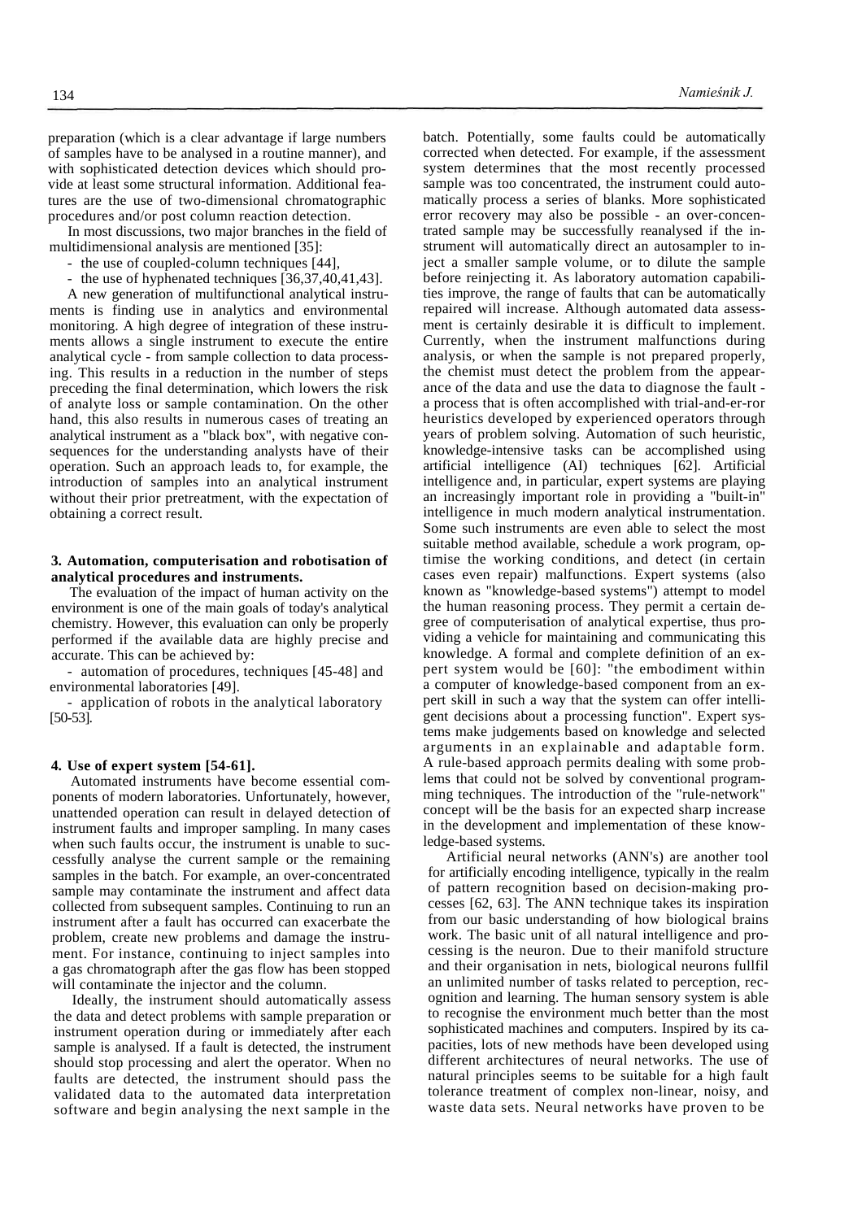preparation (which is a clear advantage if large numbers of samples have to be analysed in a routine manner), and with sophisticated detection devices which should provide at least some structural information. Additional features are the use of two-dimensional chromatographic procedures and/or post column reaction detection.

In most discussions, two major branches in the field of multidimensional analysis are mentioned [35]:

- the use of coupled-column techniques [44],
- the use of hyphenated techniques [36,37,40,41,43].

A new generation of multifunctional analytical instruments is finding use in analytics and environmental monitoring. A high degree of integration of these instruments allows a single instrument to execute the entire analytical cycle - from sample collection to data processing. This results in a reduction in the number of steps preceding the final determination, which lowers the risk of analyte loss or sample contamination. On the other hand, this also results in numerous cases of treating an analytical instrument as a "black box", with negative consequences for the understanding analysts have of their operation. Such an approach leads to, for example, the introduction of samples into an analytical instrument without their prior pretreatment, with the expectation of obtaining a correct result.

## 3. Automation, computerisation and robotisation of analytical procedures and instruments.

The evaluation of the impact of human activity on the environment is one of the main goals of today's analytical chemistry. However, this evaluation can only be properly performed if the available data are highly precise and accurate. This can be achieved by:

- automation of procedures, techniques [45-48] and environmental laboratories [49].
- application of robots in the analytical laboratory [50-53].

## 4. Use of expert system [54-61].

Automated instruments have become essential components of modern laboratories. Unfortunately, however, unattended operation can result in delayed detection of instrument faults and improper sampling. In many cases when such faults occur, the instrument is unable to successfully analyse the current sample or the remaining samples in the batch. For example, an over-concentrated sample may contaminate the instrument and affect data collected from subsequent samples. Continuing to run an instrument after a fault has occurred can exacerbate the problem, create new problems and damage the instrument. For instance, continuing to inject samples into a gas chromatograph after the gas flow has been stopped will contaminate the injector and the column.

Ideally, the instrument should automatically assess the data and detect problems with sample preparation or instrument operation during or immediately after each sample is analysed. If a fault is detected, the instrument should stop processing and alert the operator. When no faults are detected, the instrument should pass the validated data to the automated data interpretation software and begin analysing the next sample in the batch. Potentially, some faults could be automatically corrected when detected. For example, if the assessment system determines that the most recently processed sample was too concentrated, the instrument could automatically process a series of blanks. More sophisticated error recovery may also be possible - an over-concentrated sample may be successfully reanalysed if the instrument will automatically direct an autosampler to inject a smaller sample volume, or to dilute the sample before reinjecting it. As laboratory automation capabilities improve, the range of faults that can be automatically repaired will increase. Although automated data assessment is certainly desirable it is difficult to implement. Currently, when the instrument malfunctions during analysis, or when the sample is not prepared properly, the chemist must detect the problem from the appearance of the data and use the data to diagnose the fault - a process that is often accomplished with trial-and-error heuristics developed by experienced operators through years of problem solving. Automation of such heuristic, knowledge-intensive tasks can be accomplished using artificial intelligence (AI) techniques [62]. Artificial intelligence and, in particular, expert systems are playing an increasingly important role in providing a "built-in" intelligence in much modern analytical instrumentation. Some such instruments are even able to select the most suitable method available, schedule a work program, optimise the working conditions, and detect (in certain cases even repair) malfunctions. Expert systems (also known as "knowledge-based systems") attempt to model the human reasoning process. They permit a certain degree of computerisation of analytical expertise, thus providing a vehicle for maintaining and communicating this knowledge. A formal and complete definition of an expert system would be [60]: "the embodiment within a computer of knowledge-based component from an expert skill in such a way that the system can offer intelligent decisions about a processing function". Expert systems make judgements based on knowledge and selected arguments in an explainable and adaptable form. A rule-based approach permits dealing with some problems that could not be solved by conventional programming techniques. The introduction of the "rule-network" concept will be the basis for an expected sharp increase in the development and implementation of these knowledge-based systems.

Artificial neural networks (ANN's) are another tool for artificially encoding intelligence, typically in the realm of pattern recognition based on decision-making processes [62, 63]. The ANN technique takes its inspiration from our basic understanding of how biological brains work. The basic unit of all natural intelligence and processing is the neuron. Due to their manifold structure and their organisation in nets, biological neurons fullfil an unlimited number of tasks related to perception, recognition and learning. The human sensory system is able to recognise the environment much better than the most sophisticated machines and computers. Inspired by its capacities, lots of new methods have been developed using different architectures of neural networks. The use of natural principles seems to be suitable for a high fault tolerance treatment of complex non-linear, noisy, and waste data sets. Neural networks have proven to be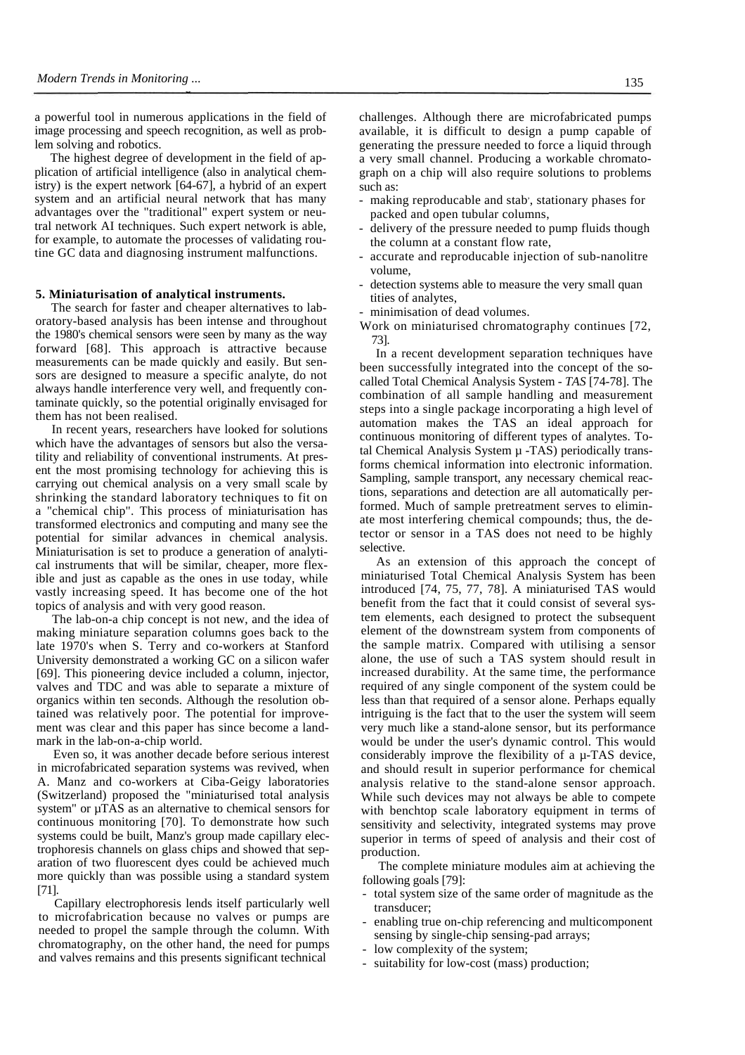a powerful tool in numerous applications in the field of image processing and speech recognition, as well as problem solving and robotics.

The highest degree of development in the field of application of artificial intelligence (also in analytical chemistry) is the expert network [64-67], a hybrid of an expert system and an artificial neural network that has many advantages over the "traditional" expert system or neutral network AI techniques. Such expert network is able, for example, to automate the processes of validating routine GC data and diagnosing instrument malfunctions.

## 5. Miniaturisation of analytical instruments.

The search for faster and cheaper alternatives to laboratory-based analysis has been intense and throughout the 1980's chemical sensors were seen by many as the way forward [68]. This approach is attractive because measurements can be made quickly and easily. But sensors are designed to measure a specific analyte, do not always handle interference very well, and frequently contaminate quickly, so the potential originally envisaged for them has not been realised.

In recent years, researchers have looked for solutions which have the advantages of sensors but also the versatility and reliability of conventional instruments. At present the most promising technology for achieving this is carrying out chemical analysis on a very small scale by shrinking the standard laboratory techniques to fit on a "chemical chip". This process of miniaturisation has transformed electronics and computing and many see the potential for similar advances in chemical analysis. Miniaturisation is set to produce a generation of analytical instruments that will be similar, cheaper, more flexible and just as capable as the ones in use today, while vastly increasing speed. It has become one of the hot topics of analysis and with very good reason.

The lab-on-a chip concept is not new, and the idea of making miniature separation columns goes back to the late 1970's when S. Terry and co-workers at Stanford University demonstrated a working GC on a silicon wafer [69]. This pioneering device included a column, injector, valves and TDC and was able to separate a mixture of organics within ten seconds. Although the resolution obtained was relatively poor. The potential for improvement was clear and this paper has since become a landmark in the lab-on-a-chip world.

Even so, it was another decade before serious interest in microfabricated separation systems was revived, when A. Manz and co-workers at Ciba-Geigy laboratories (Switzerland) proposed the "miniaturised total analysis system" or µTAS as an alternative to chemical sensors for continuous monitoring [70]. To demonstrate how such systems could be built, Manz's group made capillary electrophoresis channels on glass chips and showed that separation of two fluorescent dyes could be achieved much more quickly than was possible using a standard system [71].

Capillary electrophoresis lends itself particularly well to microfabrication because no valves or pumps are needed to propel the sample through the column. With chromatography, on the other hand, the need for pumps and valves remains and this presents significant technical challenges. Although there are microfabricated pumps available, it is difficult to design a pump capable of generating the pressure needed to force a liquid through a very small channel. Producing a workable chromatograph on a chip will also require solutions to problems such as:

- making reproducable and stab', stationary phases for packed and open tubular columns,
- delivery of the pressure needed to pump fluids though the column at a constant flow rate,
- accurate and reproducable injection of sub-nanolitre volume,
- detection systems able to measure the very small quan tities of analytes,
- minimisation of dead volumes.

Work on miniaturised chromatography continues [72, 73].

In a recent development separation techniques have been successfully integrated into the concept of the so-called Total Chemical Analysis System - *TAS* [74-78]. The combination of all sample handling and measurement steps into a single package incorporating a high level of automation makes the TAS an ideal approach for continuous monitoring of different types of analytes. Total Chemical Analysis System µ -TAS) periodically transforms chemical information into electronic information. Sampling, sample transport, any necessary chemical reactions, separations and detection are all automatically performed. Much of sample pretreatment serves to eliminate most interfering chemical compounds; thus, the detector or sensor in a TAS does not need to be highly selective.

As an extension of this approach the concept of miniaturised Total Chemical Analysis System has been introduced [74, 75, 77, 78]. A miniaturised TAS would benefit from the fact that it could consist of several system elements, each designed to protect the subsequent element of the downstream system from components of the sample matrix. Compared with utilising a sensor alone, the use of such a TAS system should result in increased durability. At the same time, the performance required of any single component of the system could be less than that required of a sensor alone. Perhaps equally intriguing is the fact that to the user the system will seem very much like a stand-alone sensor, but its performance would be under the user's dynamic control. This would considerably improve the flexibility of a µ-TAS device, and should result in superior performance for chemical analysis relative to the stand-alone sensor approach. While such devices may not always be able to compete with benchtop scale laboratory equipment in terms of sensitivity and selectivity, integrated systems may prove superior in terms of speed of analysis and their cost of production.

The complete miniature modules aim at achieving the following goals [79]:

- total system size of the same order of magnitude as the transducer;
- enabling true on-chip referencing and multicomponent sensing by single-chip sensing-pad arrays;
- low complexity of the system;
- suitability for low-cost (mass) production;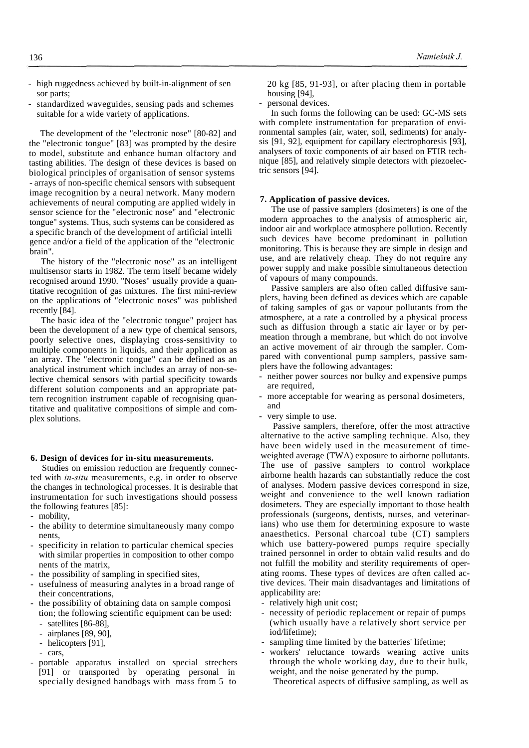- high ruggedness achieved by built-in-alignment of sensor parts;
- standardized waveguides, sensing pads and schemes suitable for a wide variety of applications.

The development of the "electronic nose" [80-82] and the "electronic tongue" [83] was prompted by the desire to model, substitute and enhance human olfactory and tasting abilities. The design of these devices is based on biological principles of organisation of sensor systems - arrays of non-specific chemical sensors with subsequent image recognition by a neural network. Many modern achievements of neural computing are applied widely in sensor science for the "electronic nose" and "electronic tongue" systems. Thus, such systems can be considered as a specific branch of the development of artificial intelligence and/or a field of the application of the "electronic brain".

The history of the "electronic nose" as an intelligent multisensor starts in 1982. The term itself became widely recognised around 1990. "Noses" usually provide a quantitative recognition of gas mixtures. The first mini-review on the applications of "electronic noses" was published recently [84].

The basic idea of the "electronic tongue" project has been the development of a new type of chemical sensors, poorly selective ones, displaying cross-sensitivity to multiple components in liquids, and their application as an array. The "electronic tongue" can be defined as an analytical instrument which includes an array of non-selective chemical sensors with partial specificity towards different solution components and an appropriate pattern recognition instrument capable of recognising quantitative and qualitative compositions of simple and complex solutions.

## 6. Design of devices for in-situ measurements.

Studies on emission reduction are frequently connected with *in-situ* measurements, e.g. in order to observe the changes in technological processes. It is desirable that instrumentation for such investigations should possess the following features [85]:

- mobility,
- the ability to determine simultaneously many components,
- specificity in relation to particular chemical species with similar properties in composition to other components of the matrix,
- the possibility of sampling in specified sites,
- usefulness of measuring analytes in a broad range of their concentrations,
- the possibility of obtaining data on sample composition; the following scientific equipment can be used:
  - satellites [86-88],
  - airplanes [89, 90],
  - helicopters [91],
  - cars,
- portable apparatus installed on special strechers [91] or transported by operating personal in specially designed handbags with mass from 5 to 20 kg [85, 91-93], or after placing them in portable housing [94],
- personal devices.

In such forms the following can be used: GC-MS sets with complete instrumentation for preparation of environmental samples (air, water, soil, sediments) for analysis [91, 92], equipment for capillary electrophoresis [93], analysers of toxic components of air based on FTIR technique [85], and relatively simple detectors with piezoelectric sensors [94].

## 7. Application of passive devices.

The use of passive samplers (dosimeters) is one of the modern approaches to the analysis of atmospheric air, indoor air and workplace atmosphere pollution. Recently such devices have become predominant in pollution monitoring. This is because they are simple in design and use, and are relatively cheap. They do not require any power supply and make possible simultaneous detection of vapours of many compounds.

Passive samplers are also often called diffusive samplers, having been defined as devices which are capable of taking samples of gas or vapour pollutants from the atmosphere, at a rate a controlled by a physical process such as diffusion through a static air layer or by permeation through a membrane, but which do not involve an active movement of air through the sampler. Compared with conventional pump samplers, passive samplers have the following advantages:

- neither power sources nor bulky and expensive pumps are required,
- more acceptable for wearing as personal dosimeters, and
- very simple to use.

Passive samplers, therefore, offer the most attractive alternative to the active sampling technique. Also, they have been widely used in the measurement of time-weighted average (TWA) exposure to airborne pollutants. The use of passive samplers to control workplace airborne health hazards can substantially reduce the cost of analyses. Modern passive devices correspond in size, weight and convenience to the well known radiation dosimeters. They are especially important to those health professionals (surgeons, dentists, nurses, and veterinarians) who use them for determining exposure to waste anaesthetics. Personal charcoal tube (CT) samplers which use battery-powered pumps require specially trained personnel in order to obtain valid results and do not fulfill the mobility and sterility requirements of operating rooms. These types of devices are often called active devices. Their main disadvantages and limitations of applicability are:

- relatively high unit cost;
- necessity of periodic replacement or repair of pumps (which usually have a relatively short service period/lifetime);
- sampling time limited by the batteries' lifetime;
- workers' reluctance towards wearing active units through the whole working day, due to their bulk, weight, and the noise generated by the pump.

Theoretical aspects of diffusive sampling, as well as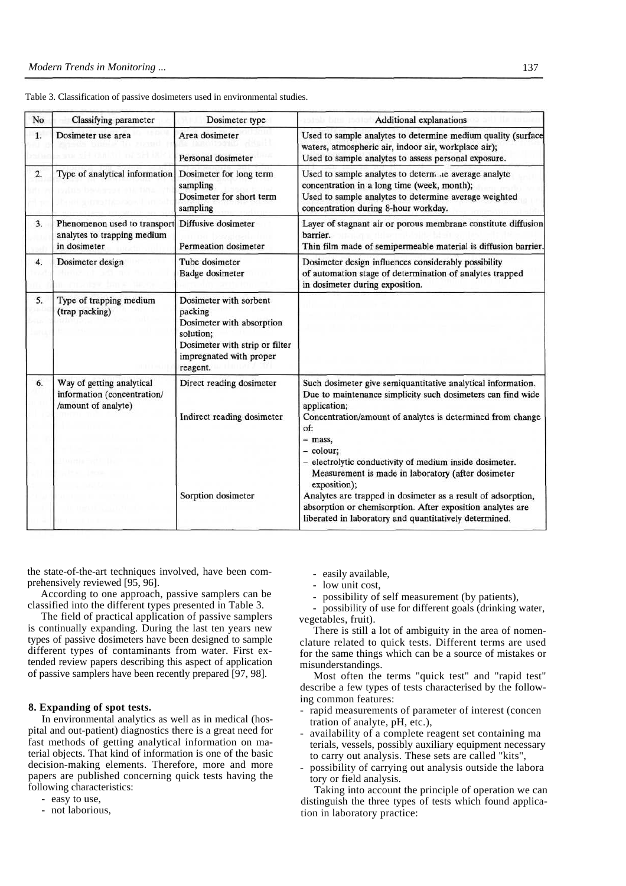Table 3. Classification of passive dosimeters used in environmental studies.

| No | Classifying parameter | Dosimeter type | Additional explanations |
|---|---|---|---|
| 1. | Dosimeter use area | Area dosimeter | Used to sample analytes to determine medium quality (surface waters, atmospheric air, indoor air, workplace air); |
| | | Personal dosimeter | Used to sample analytes to assess personal exposure. |
| 2. | Type of analytical information | Dosimeter for long term sampling | Used to sample analytes to determine the average analyte concentration in a long time (week, month); |
| | | Dosimeter for short term sampling | Used to sample analytes to determine average weighted concentration during 8-hour workday. |
| 3. | Phenomenon used to transport analytes to trapping medium in dosimeter | Diffusive dosimeter | Layer of stagnant air or porous membrane constitute diffusion barrier. |
| | | Permeation dosimeter | Thin film made of semipermeable material is diffusion barrier. |
| 4. | Dosimeter design | Tube dosimeter<br>Badge dosimeter | Dosimeter design influences considerably possibility of automation stage of determination of analytes trapped in dosimeter during exposition. |
| 5. | Type of trapping medium (trap packing) | Dosimeter with sorbent packing<br>Dosimeter with absorption solution;<br>Dosimeter with strip or filter impregnated with proper reagent. | |
| 6. | Way of getting analytical information (concentration/ /amount of analyte) | Direct reading dosimeter | Such dosimeter give semiquantitative analytical information. Due to maintenance simplicity such dosimeters can find wide application; |
| | | Indirect reading dosimeter | Concentration/amount of analytes is determined from change of:<br>– mass,<br>– colour;<br>– electrolytic conductivity of medium inside dosimeter. Measurement is made in laboratory (after dosimeter exposition); |
| | | Sorption dosimeter | Analytes are trapped in dosimeter as a result of adsorption, absorption or chemisorption. After exposition analytes are liberated in laboratory and quantitatively determined. |

the state-of-the-art techniques involved, have been comprehensively reviewed [95, 96].

According to one approach, passive samplers can be classified into the different types presented in Table 3.

The field of practical application of passive samplers is continually expanding. During the last ten years new types of passive dosimeters have been designed to sample different types of contaminants from water. First extended review papers describing this aspect of application of passive samplers have been recently prepared [97, 98].

## 8. Expanding of spot tests.

In environmental analytics as well as in medical (hospital and out-patient) diagnostics there is a great need for fast methods of getting analytical information on material objects. That kind of information is one of the basic decision-making elements. Therefore, more and more papers are published concerning quick tests having the following characteristics:

- easy to use,
- not laborious,
- easily available,
- low unit cost,
- possibility of self measurement (by patients),
- possibility of use for different goals (drinking water, vegetables, fruit).

There is still a lot of ambiguity in the area of nomenclature related to quick tests. Different terms are used for the same things which can be a source of mistakes or misunderstandings.

Most often the terms "quick test" and "rapid test" describe a few types of tests characterised by the following common features:

- rapid measurements of parameter of interest (concentration of analyte, pH, etc.),
- availability of a complete reagent set containing materials, vessels, possibly auxiliary equipment necessary to carry out analysis. These sets are called "kits",
- possibility of carrying out analysis outside the laboratory or field analysis.

Taking into account the principle of operation we can distinguish the three types of tests which found application in laboratory practice: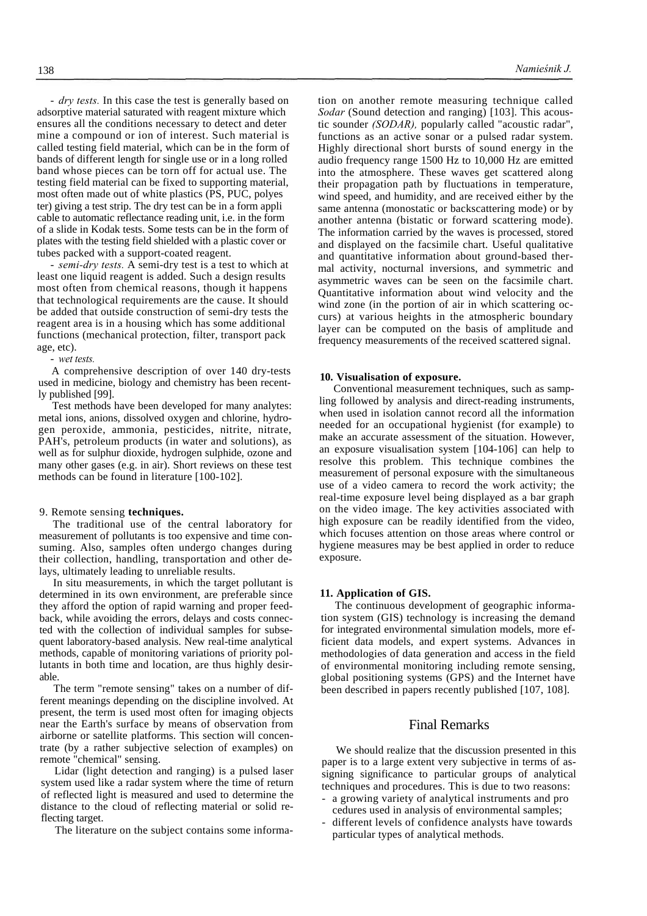- *dry tests.* In this case the test is generally based on adsorptive material saturated with reagent mixture which ensures all the conditions necessary to detect and determine a compound or ion of interest. Such material is called testing field material, which can be in the form of bands of different length for single use or in a long rolled band whose pieces can be torn off for actual use. The testing field material can be fixed to supporting material, most often made out of white plastics (PS, PUC, polyester) giving a test strip. The dry test can be in a form applicable to automatic reflectance reading unit, i.e. in the form of a slide in Kodak tests. Some tests can be in the form of plates with the testing field shielded with a plastic cover or tubes packed with a support-coated reagent.

- *semi-dry tests.* A semi-dry test is a test to which at least one liquid reagent is added. Such a design results most often from chemical reasons, though it happens that technological requirements are the cause. It should be added that outside construction of semi-dry tests the reagent area is in a housing which has some additional functions (mechanical protection, filter, transport package, etc).

- *wet tests.*

A comprehensive description of over 140 dry-tests used in medicine, biology and chemistry has been recently published [99].

Test methods have been developed for many analytes: metal ions, anions, dissolved oxygen and chlorine, hydrogen peroxide, ammonia, pesticides, nitrite, nitrate, PAH's, petroleum products (in water and solutions), as well as for sulphur dioxide, hydrogen sulphide, ozone and many other gases (e.g. in air). Short reviews on these test methods can be found in literature [100-102].

## 9. Remote sensing **techniques.**

The traditional use of the central laboratory for measurement of pollutants is too expensive and time consuming. Also, samples often undergo changes during their collection, handling, transportation and other delays, ultimately leading to unreliable results.

In situ measurements, in which the target pollutant is determined in its own environment, are preferable since they afford the option of rapid warning and proper feedback, while avoiding the errors, delays and costs connected with the collection of individual samples for subsequent laboratory-based analysis. New real-time analytical methods, capable of monitoring variations of priority pollutants in both time and location, are thus highly desirable.

The term "remote sensing" takes on a number of different meanings depending on the discipline involved. At present, the term is used most often for imaging objects near the Earth's surface by means of observation from airborne or satellite platforms. This section will concentrate (by a rather subjective selection of examples) on remote "chemical" sensing.

Lidar (light detection and ranging) is a pulsed laser system used like a radar system where the time of return of reflected light is measured and used to determine the distance to the cloud of reflecting material or solid reflecting target.

The literature on the subject contains some information on another remote measuring technique called *Sodar* (Sound detection and ranging) [103]. This acoustic sounder *(SODAR),* popularly called "acoustic radar", functions as an active sonar or a pulsed radar system. Highly directional short bursts of sound energy in the audio frequency range 1500 Hz to 10,000 Hz are emitted into the atmosphere. These waves get scattered along their propagation path by fluctuations in temperature, wind speed, and humidity, and are received either by the same antenna (monostatic or backscattering mode) or by another antenna (bistatic or forward scattering mode). The information carried by the waves is processed, stored and displayed on the facsimile chart. Useful qualitative and quantitative information about ground-based thermal activity, nocturnal inversions, and symmetric and asymmetric waves can be seen on the facsimile chart. Quantitative information about wind velocity and the wind zone (in the portion of air in which scattering occurs) at various heights in the atmospheric boundary layer can be computed on the basis of amplitude and frequency measurements of the received scattered signal.

## 10. Visualisation of exposure.

Conventional measurement techniques, such as sampling followed by analysis and direct-reading instruments, when used in isolation cannot record all the information needed for an occupational hygienist (for example) to make an accurate assessment of the situation. However, an exposure visualisation system [104-106] can help to resolve this problem. This technique combines the measurement of personal exposure with the simultaneous use of a video camera to record the work activity; the real-time exposure level being displayed as a bar graph on the video image. The key activities associated with high exposure can be readily identified from the video, which focuses attention on those areas where control or hygiene measures may be best applied in order to reduce exposure.

## 11. Application of GIS.

The continuous development of geographic information system (GIS) technology is increasing the demand for integrated environmental simulation models, more efficient data models, and expert systems. Advances in methodologies of data generation and access in the field of environmental monitoring including remote sensing, global positioning systems (GPS) and the Internet have been described in papers recently published [107, 108].

# Final Remarks

We should realize that the discussion presented in this paper is to a large extent very subjective in terms of assigning significance to particular groups of analytical techniques and procedures. This is due to two reasons:

- a growing variety of analytical instruments and procedures used in analysis of environmental samples;
- different levels of confidence analysts have towards particular types of analytical methods.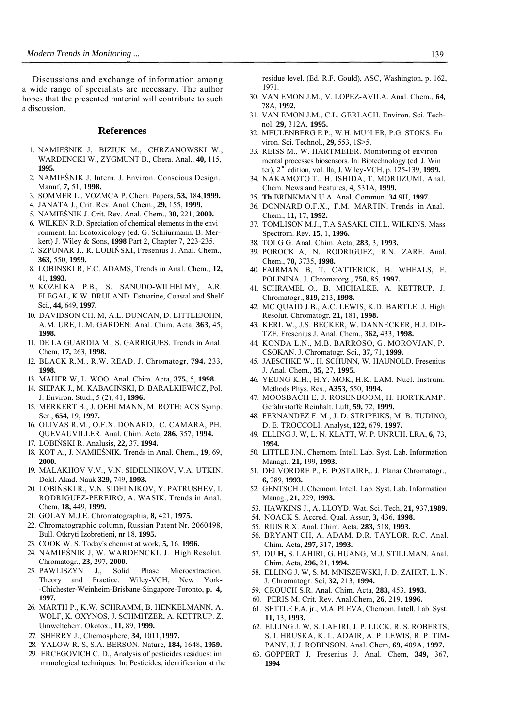Discussions and exchange of information among a wide range of specialists are necessary. The author hopes that the presented material will contribute to such a discussion.

## References

1. NAMIEŚNIK J, BIZIUK M., CHRZANOWSKI W., WARDENCKI W., ZYGMUNT B., Chera. Anal., **40,** 115, **1995.**
2. NAMIEŚNIK J. Intern. J. Environ. Conscious Design. Manuf, **7,** 51, **1998.**
3. SOMMER L., VOZMCA P. Chem. Papers, **53,** 184,**1999.**
4. JANATA J., Crit. Rev. Anal. Chem., **29,** 155, **1999.**
5. NAMIEŚNIK J. Crit. Rev. Anal. Chem., **30,** 221, **2000.**
6. WILKEN R.D. Speciation of chemical elements in the environment. In: Ecotoxicology (ed. G. Schiiurmann, B. Merkert) J. Wiley & Sons, **1998** Part 2, Chapter 7, 223-235.
7. SZPUNAR J., R. LOBIŃSKI, Fresenius J. Anal. Chem., **363,** 550, **1999.**
8. LOBIŃSKI R, F.C. ADAMS, Trends in Anal. Chem., **12,** 41, **1993.**
9. KOZELKA P.B., S. SANUDO-WILHELMY, A.R. FLEGAL, K.W. BRULAND. Estuarine, Coastal and Shelf Sci., **44,** 649, **1997.**
10. DAVIDSON CH. M, A.L. DUNCAN, D. LITTLEJOHN, A.M. URE, L.M. GARDEN: Anal. Chim. Acta, **363,** 45, **1998.**
11. DE LA GUARDIA M., S. GARRIGUES. Trends in Anal. Chem, **17,** 263, **1998.**
12. BLACK R.M., R.W. READ. J. Chromatogr, **794,** 233, **1998.**
13. MAHER W, L. WOO. Anal. Chim. Acta, **375,** 5, **1998.**
14. SIEPAK J., M. KABACIŃSKI, D. BARALKIEWICZ, Pol. J. Environ. Stud., 5 (2), 41, **1996.**
15. MERKERT B., J. OEHLMANN, M. ROTH: ACS Symp. Ser., **654,** 19, **1997.**
16. OLIVAS R.M., O.F.X. DONARD, C. CAMARA, PH. QUEVAUVILLER. Anal. Chim. Acta, **286,** 357, **1994.**
17. LOBIŃSKI R. Analusis, **22,** 37, **1994.**
18. KOT A., J. NAMIEŚNIK. Trends in Anal. Chem., **19,** 69, **2000.**
19. MALAKHOV V.V., V.N. SIDELNIKOV, V.A. UTKIN. Dokl. Akad. Nauk **329,** 749, **1993.**
20. LOBIŃSKI R., V.N. SIDELNIKOV, Y. PATRUSHEV, I. RODRIGUEZ-PEREIRO, A. WASIK. Trends in Anal. Chem, **18,** 449, **1999.**
21. GOLAY M.J.E. Chromatographia, **8,** 421, **1975.**
22. Chromatographic column, Russian Patent Nr. 2060498, Bull. Otkryti Izobretieni, nr 18, **1995.**
23. COOK W. S. Today's chemist at work, **5,** 16, **1996.**
24. NAMIEŚNIK J, W. WARDENCKI. J. High Resolut. Chromatogr., **23,** 297, **2000.**
25. PAWLISZYN J., Solid Phase Microextraction. Theory and Practice. Wiley-VCH, New York--Chichester-Weinheim-Brisbane-Singapore-Toronto, **p. 4, 1997.**
26. MARTH P., K.W. SCHRAMM, B. HENKELMANN, A. WOLF, K. OXYNOS, J. SCHMITZER, A. KETTRUP. Z. Umweltchem. Okotox., **11,** 89, **1999.**
27. SHERRY J., Chemosphere, **34,** 1011,**1997.**
28. YALOW R. S, S.A. BERSON. Nature, **184,** 1648, **1959.**
29. ERCEGOVICH C. D., Analysis of pesticides residues: immunological techniques. In: Pesticides, identification at the residue level. (Ed. R.F. Gould), ASC, Washington, p. 162, 1971.
30. VAN EMON J.M., V. LOPEZ-AVILA. Anal. Chem., **64,** 78A, **1992.**
31. VAN EMON J.M., C.L. GERLACH. Environ. Sci. Technol, **29,** 312A, **1995.**
32. MEULENBERG E.P., W.H. MU^LER, P.G. STOKS. Environ. Sci. Technol., **29,** 553, 1S>5.
33. REISS M., W. HARTMEIER. Monitoring of environmental processes biosensors. In: Biotechnology (ed. J. Winter), 2nd edition, vol. lla, J. Wiley-VCH, p. 125-139, **1999.**
34. NAKAMOTO T., H. ISHIDA, T. MORIIZUMI. Anal. Chem. News and Features, 4, 531A, **1999.**
35. **Th** BRINKMAN U.A. Anal. Commun. **34** 9H, **1997.**
36. DONNARD O.F.X., F.M. MARTIN. Trends in Anal. Chem., **11,** 17, **1992.**
37. TOMLISON M.J., T.A SASAKI, CH.L. WILKINS. Mass Spectrom. Rev. **15,** 1, **1996.**
38. TOLG G. Anal. Chim. Acta, **283,** 3, **1993.**
39. POROCK A, N. RODRIGUEZ, R.N. ZARE. Anal. Chem., **70,** 3735, **1998.**
40. FAIRMAN B, T. CATTERICK, B. WHEALS, E. POLININA. J. Chromatorg., **758,** 85, **1997.**
41. SCHRAMEL O., B. MICHALKE, A. KETTRUP. J. Chromatogr., **819,** 213, **1998.**
42. MC QUAID J.B., A.C. LEWIS, K.D. BARTLE. J. High Resolut. Chromatogr., **21,** 181, **1998.**
43. KERL W., J.S. BECKER, W. DANNECKER, H.J. DIETZE. Fresenius J. Anal. Chem., **362,** 433, **1998.**
44. KONDA L.N., M.B. BARROSO, G. MOROVJAN, P. CSOKAN. J. Chromatogr. Sci., **37,** 71, **1999.**
45. JAESCHKE W., H. SCHUNN, W. HAUNOLD. Fresenius J. Anal. Chem., **35,** 27, **1995.**
46. YEUNG K.H., H.Y. MOK, H.K. LAM. Nucl. Instrum. Methods Phys. Res., **A353,** 550, **1994.**
47. MOOSBACH E, J. ROSENBOOM, H. HORTKAMP. Gefahrstoffe Reinhalt. Luft, **59,** 72, **1999.**
48. FERNANDEZ F. M., J. D. STRIPEIKS, M. B. TUDINO, D. E. TROCCOLI. Analyst, **122,** 679, **1997.**
49. ELLING J. W, L. N. KLATT, W. P. UNRUH. LRA, **6,** 73, **1994.**
50. LITTLE J.N.. Chemom. Intell. Lab. Syst. Lab. Information Managt., **21,** 199, **1993.**
51. DELVORDRE P., E. POSTAIRE,. J. Planar Chromatogr., **6,** 289, **1993.**
52. GENTSCH J. Chemom. Intell. Lab. Syst. Lab. Information Manag., **21,** 229, **1993.**
53. HAWKINS J., A. LLOYD. Wat. Sci. Tech, **21,** 937,**1989.**
54. NOACK S. Accred. Qual. Assur, **3,** 436, **1998.**
55. RIUS R.X. Anal. Chim. Acta, **283,** 518, **1993.**
56. BRYANT CH, A. ADAM, D.R. TAYLOR. R.C. Anal. Chim. Acta, **297,** 317, **1993.**
57. DU **H,** S. LAHIRI, G. HUANG, M.J. STILLMAN. Anal. Chim. Acta, **296,** 21, **1994.**
58. ELLING J. W, S. M. MNISZEWSKI, J. D. ZAHRT, L. N. J. Chromatogr. Sci, **32,** 213, **1994.**
59. CROUCH S.R. Anal. Chim. Acta, **283,** 453, **1993.**
60. PERIS M. Crit. Rev. Anal.Chem, **26,** 219, **1996.**
61. SETTLE F.A. jr., M.A. PLEVA, Chemom. Intell. Lab. Syst. **11,** 13, **1993.**
62. ELLING J. W, S. LAHIRI, J. P. LUCK, R. S. ROBERTS, S. I. HRUSKA, K. L. ADAIR, A. P. LEWIS, R. P. TIMPANY, J. J. ROBINSON. Anal. Chem, **69,** 409A, **1997.**
63. GOPPERT J, Fresenius J. Anal. Chem, **349,** 367, **1994**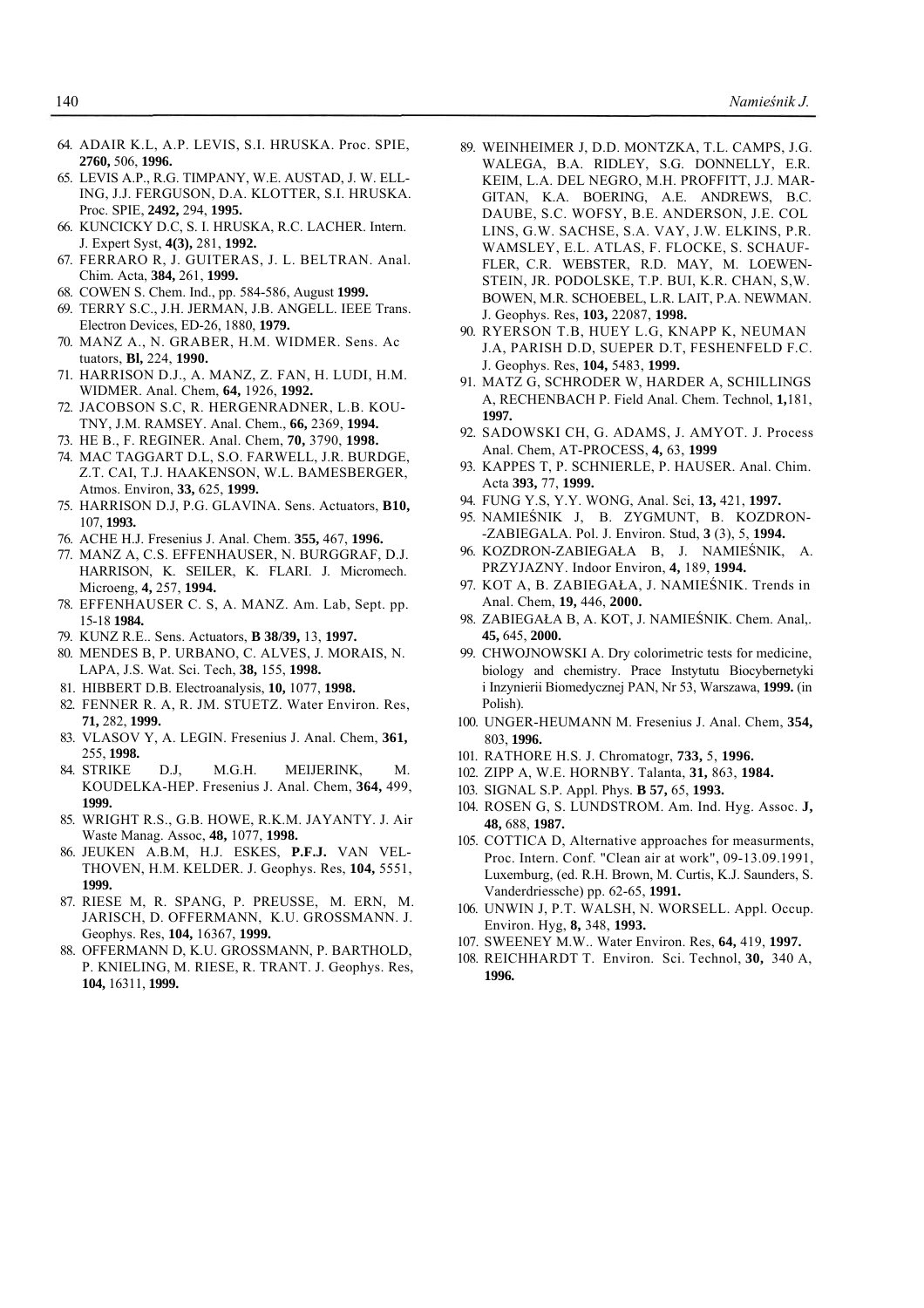64. ADAIR K.L, A.P. LEVIS, S.I. HRUSKA. Proc. SPIE, **2760,** 506, **1996.**
65. LEVIS A.P., R.G. TIMPANY, W.E. AUSTAD, J. W. ELLING, J.J. FERGUSON, D.A. KLOTTER, S.I. HRUSKA. Proc. SPIE, **2492,** 294, **1995.**
66. KUNCICKY D.C, S. I. HRUSKA, R.C. LACHER. Intern. J. Expert Syst, **4(3),** 281, **1992.**
67. FERRARO R, J. GUITERAS, J. L. BELTRAN. Anal. Chim. Acta, **384,** 261, **1999.**
68. COWEN S. Chem. Ind., pp. 584-586, August **1999.**
69. TERRY S.C., J.H. JERMAN, J.B. ANGELL. IEEE Trans. Electron Devices, ED-26, 1880, **1979.**
70. MANZ A., N. GRABER, H.M. WIDMER. Sens. Actuators, **Bl,** 224, **1990.**
71. HARRISON D.J., A. MANZ, Z. FAN, H. LUDI, H.M. WIDMER. Anal. Chem, **64,** 1926, **1992.**
72. JACOBSON S.C, R. HERGENRADNER, L.B. KOUTNY, J.M. RAMSEY. Anal. Chem., **66,** 2369, **1994.**
73. HE B., F. REGINER. Anal. Chem, **70,** 3790, **1998.**
74. MAC TAGGART D.L, S.O. FARWELL, J.R. BURDGE, Z.T. CAI, T.J. HAAKENSON, W.L. BAMESBERGER, Atmos. Environ, **33,** 625, **1999.**
75. HARRISON D.J, P.G. GLAVINA. Sens. Actuators, **B10,** 107, **1993.**
76. ACHE H.J. Fresenius J. Anal. Chem. **355,** 467, **1996.**
77. MANZ A, C.S. EFFENHAUSER, N. BURGGRAF, D.J. HARRISON, K. SEILER, K. FLARI. J. Micromech. Microeng, **4,** 257, **1994.**
78. EFFENHAUSER C. S, A. MANZ. Am. Lab, Sept. pp. 15-18 **1984.**
79. KUNZ R.E.. Sens. Actuators, **B 38/39,** 13, **1997.**
80. MENDES B, P. URBANO, C. ALVES, J. MORAIS, N. LAPA, J.S. Wat. Sci. Tech, **38,** 155, **1998.**
81. HIBBERT D.B. Electroanalysis, **10,** 1077, **1998.**
82. FENNER R. A, R. JM. STUETZ. Water Environ. Res, **71,** 282, **1999.**
83. VLASOV Y, A. LEGIN. Fresenius J. Anal. Chem, **361,** 255, **1998.**
84. STRIKE D.J, M.G.H. MEIJERINK, M. KOUDELKA-HEP. Fresenius J. Anal. Chem, **364,** 499, **1999.**
85. WRIGHT R.S., G.B. HOWE, R.K.M. JAYANTY. J. Air Waste Manag. Assoc, **48,** 1077, **1998.**
86. JEUKEN A.B.M, H.J. ESKES, **P.F.J.** VAN VELTHOVEN, H.M. KELDER. J. Geophys. Res, **104,** 5551, **1999.**
87. RIESE M, R. SPANG, P. PREUSSE, M. ERN, M. JARISCH, D. OFFERMANN, K.U. GROSSMANN. J. Geophys. Res, **104,** 16367, **1999.**
88. OFFERMANN D, K.U. GROSSMANN, P. BARTHOLD, P. KNIELING, M. RIESE, R. TRANT. J. Geophys. Res, **104,** 16311, **1999.**
89. WEINHEIMER J, D.D. MONTZKA, T.L. CAMPS, J.G. WALEGA, B.A. RIDLEY, S.G. DONNELLY, E.R. KEIM, L.A. DEL NEGRO, M.H. PROFFITT, J.J. MARGITAN, K.A. BOERING, A.E. ANDREWS, B.C. DAUBE, S.C. WOFSY, B.E. ANDERSON, J.E. COL LINS, G.W. SACHSE, S.A. VAY, J.W. ELKINS, P.R. WAMSLEY, E.L. ATLAS, F. FLOCKE, S. SCHAUFFLER, C.R. WEBSTER, R.D. MAY, M. LOEWENSTEIN, JR. PODOLSKE, T.P. BUI, K.R. CHAN, S,W. BOWEN, M.R. SCHOEBEL, L.R. LAIT, P.A. NEWMAN. J. Geophys. Res, **103,** 22087, **1998.**
90. RYERSON T.B, HUEY L.G, KNAPP K, NEUMAN J.A, PARISH D.D, SUEPER D.T, FESHENFELD F.C. J. Geophys. Res, **104,** 5483, **1999.**
91. MATZ G, SCHRODER W, HARDER A, SCHILLINGS A, RECHENBACH P. Field Anal. Chem. Technol, **1,**181, **1997.**
92. SADOWSKI CH, G. ADAMS, J. AMYOT. J. Process Anal. Chem, AT-PROCESS, **4,** 63, **1999**
93. KAPPES T, P. SCHNIERLE, P. HAUSER. Anal. Chim. Acta **393,** 77, **1999.**
94. FUNG Y.S, Y.Y. WONG, Anal. Sci, **13,** 421, **1997.**
95. NAMIEŚNIK J, B. ZYGMUNT, B. KOZDRON--ZABIEGALA. Pol. J. Environ. Stud, **3** (3), 5, **1994.**
96. KOZDRON-ZABIEGAŁA B, J. NAMIEŚNIK, A. PRZYJAZNY. Indoor Environ, **4,** 189, **1994.**
97. KOT A, B. ZABIEGAŁA, J. NAMIEŚNIK. Trends in Anal. Chem, **19,** 446, **2000.**
98. ZABIEGAŁA B, A. KOT, J. NAMIEŚNIK. Chem. Anal,. **45,** 645, **2000.**
99. CHWOJNOWSKI A. Dry colorimetric tests for medicine, biology and chemistry. Prace Instytutu Biocybernetyki i Inzynierii Biomedycznej PAN, Nr 53, Warszawa, **1999.** (in Polish).
100. UNGER-HEUMANN M. Fresenius J. Anal. Chem, **354,** 803, **1996.**
101. RATHORE H.S. J. Chromatogr, **733,** 5, **1996.**
102. ZIPP A, W.E. HORNBY. Talanta, **31,** 863, **1984.**
103. SIGNAL S.P. Appl. Phys. **B 57,** 65, **1993.**
104. ROSEN G, S. LUNDSTROM. Am. Ind. Hyg. Assoc. **J, 48,** 688, **1987.**
105. COTTICA D, Alternative approaches for measurments, Proc. Intern. Conf. "Clean air at work", 09-13.09.1991, Luxemburg, (ed. R.H. Brown, M. Curtis, K.J. Saunders, S. Vanderdriessche) pp. 62-65, **1991.**
106. UNWIN J, P.T. WALSH, N. WORSELL. Appl. Occup. Environ. Hyg, **8,** 348, **1993.**
107. SWEENEY M.W.. Water Environ. Res, **64,** 419, **1997.**
108. REICHHARDT T. Environ. Sci. Technol, **30,** 340 A, **1996.**